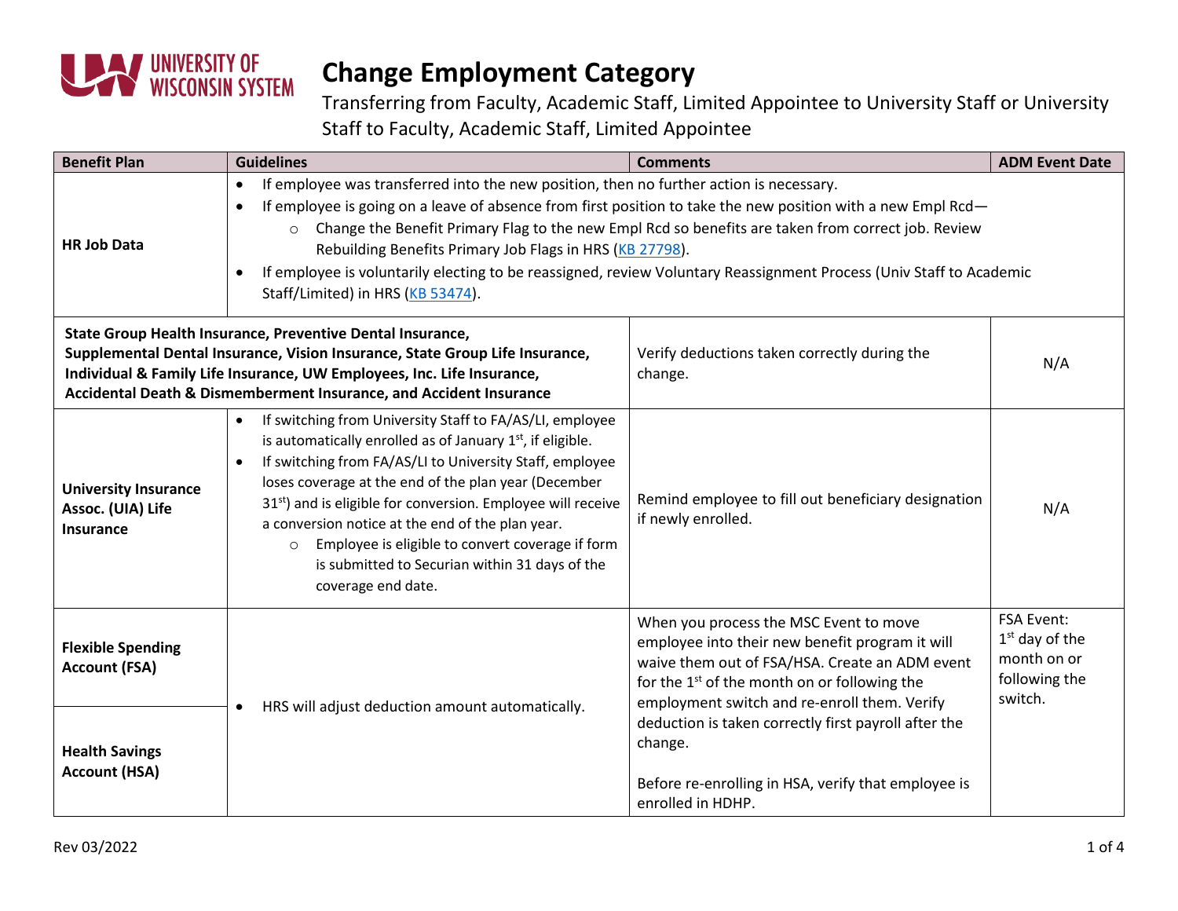# Change Employment Category

Transferring from Faculty, Academic Staff, Limited Appointee to University Staff or University Staff to Faculty, Academic Staff, Limited Appointee

| Benefit Plan | Guidelines | Comments | ADM Event Date |
|---|---|---|---|
| **HR Job Data** | • If employee was transferred into the new position, then no further action is necessary.<br>• If employee is going on a leave of absence from first position to take the new position with a new Empl Rcd—<br>  ○ Change the Benefit Primary Flag to the new Empl Rcd so benefits are taken from correct job. Review Rebuilding Benefits Primary Job Flags in HRS (KB 27798).<br>• If employee is voluntarily electing to be reassigned, review Voluntary Reassignment Process (Univ Staff to Academic Staff/Limited) in HRS (KB 53474). | | |
| **State Group Health Insurance, Preventive Dental Insurance, Supplemental Dental Insurance, Vision Insurance, State Group Life Insurance, Individual & Family Life Insurance, UW Employees, Inc. Life Insurance, Accidental Death & Dismemberment Insurance, and Accident Insurance** | | Verify deductions taken correctly during the change. | N/A |
| **University Insurance Assoc. (UIA) Life Insurance** | • If switching from University Staff to FA/AS/LI, employee is automatically enrolled as of January 1st, if eligible.<br>• If switching from FA/AS/LI to University Staff, employee loses coverage at the end of the plan year (December 31st) and is eligible for conversion. Employee will receive a conversion notice at the end of the plan year.<br>  ○ Employee is eligible to convert coverage if form is submitted to Securian within 31 days of the coverage end date. | Remind employee to fill out beneficiary designation if newly enrolled. | N/A |
| **Flexible Spending Account (FSA)**<br><br>**Health Savings Account (HSA)** | • HRS will adjust deduction amount automatically. | When you process the MSC Event to move employee into their new benefit program it will waive them out of FSA/HSA. Create an ADM event for the 1st of the month on or following the employment switch and re-enroll them. Verify deduction is taken correctly first payroll after the change.<br><br>Before re-enrolling in HSA, verify that employee is enrolled in HDHP. | FSA Event: 1st day of the month on or following the switch. |

Rev 03/2022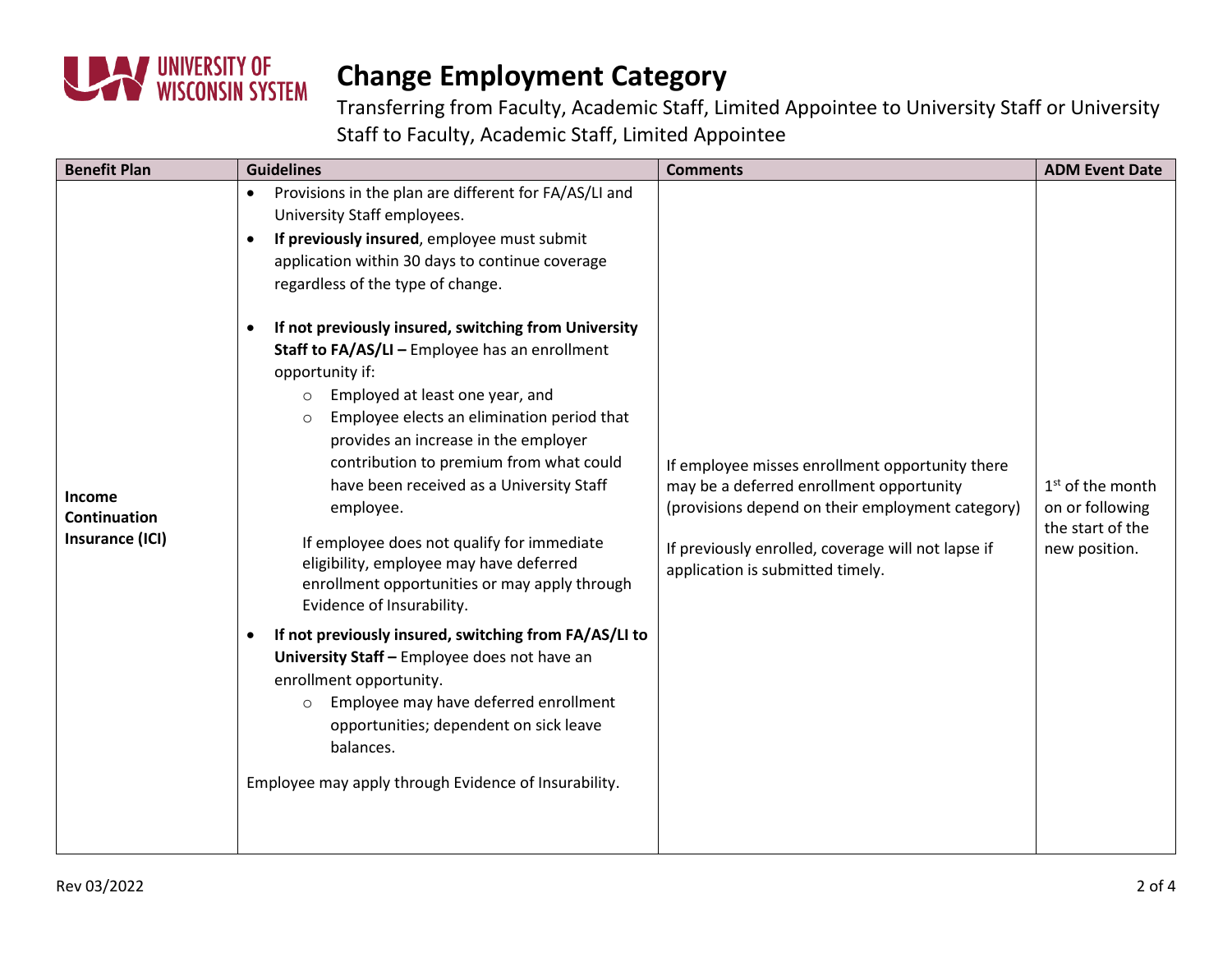# Change Employment Category

Transferring from Faculty, Academic Staff, Limited Appointee to University Staff or University Staff to Faculty, Academic Staff, Limited Appointee

| Benefit Plan | Guidelines | Comments | ADM Event Date |
|---|---|---|---|
| **Income Continuation Insurance (ICI)** | • Provisions in the plan are different for FA/AS/LI and University Staff employees.<br>• **If previously insured**, employee must submit application within 30 days to continue coverage regardless of the type of change.<br><br>• **If not previously insured, switching from University Staff to FA/AS/LI –** Employee has an enrollment opportunity if:<br>  ○ Employed at least one year, and<br>  ○ Employee elects an elimination period that provides an increase in the employer contribution to premium from what could have been received as a University Staff employee.<br><br>If employee does not qualify for immediate eligibility, employee may have deferred enrollment opportunities or may apply through Evidence of Insurability.<br><br>• **If not previously insured, switching from FA/AS/LI to University Staff –** Employee does not have an enrollment opportunity.<br>  ○ Employee may have deferred enrollment opportunities; dependent on sick leave balances.<br><br>Employee may apply through Evidence of Insurability. | If employee misses enrollment opportunity there may be a deferred enrollment opportunity (provisions depend on their employment category)<br><br>If previously enrolled, coverage will not lapse if application is submitted timely. | 1st of the month on or following the start of the new position. |

Rev 03/2022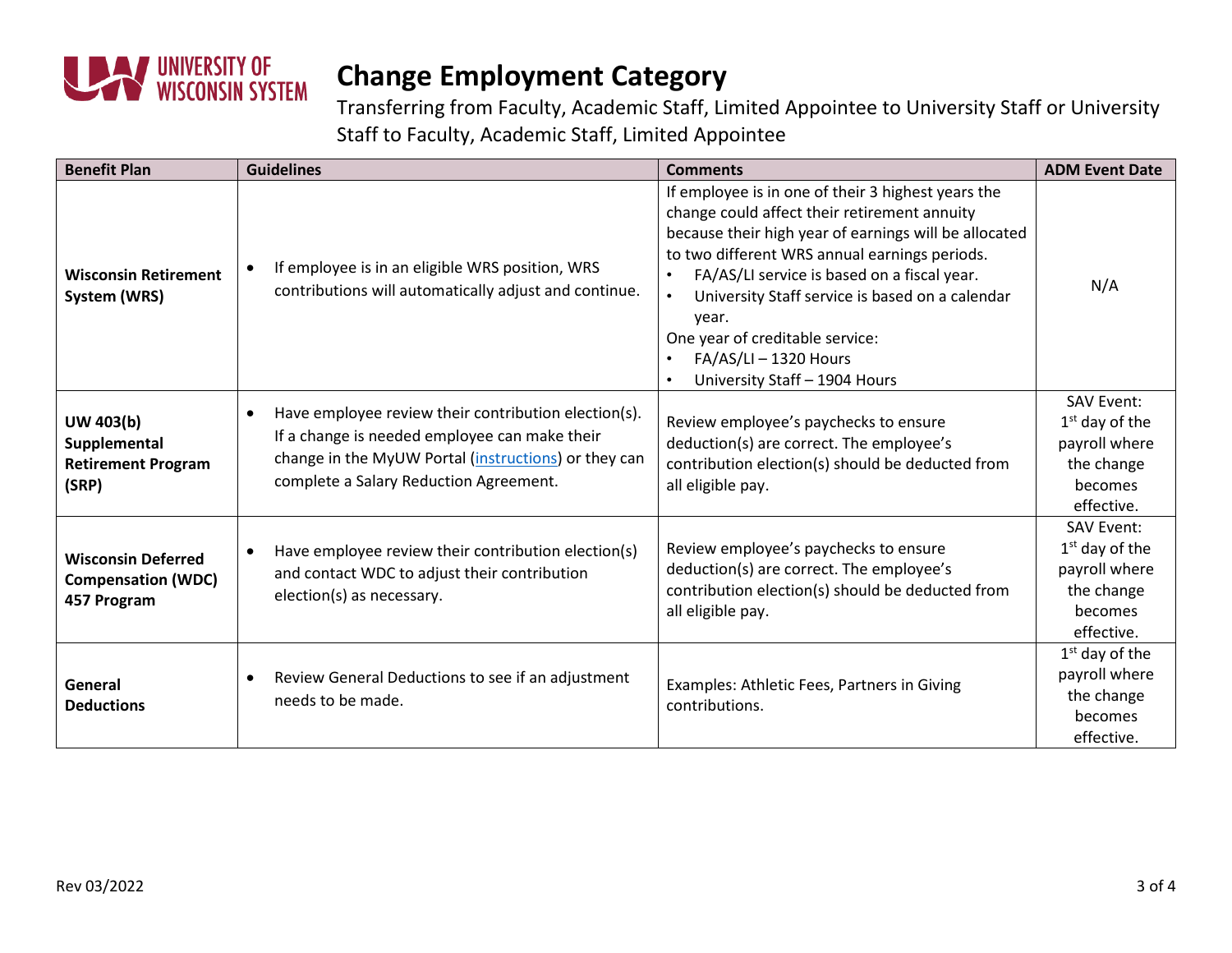# Change Employment Category

Transferring from Faculty, Academic Staff, Limited Appointee to University Staff or University Staff to Faculty, Academic Staff, Limited Appointee

| Benefit Plan | Guidelines | Comments | ADM Event Date |
|---|---|---|---|
| **Wisconsin Retirement System (WRS)** | • If employee is in an eligible WRS position, WRS contributions will automatically adjust and continue. | If employee is in one of their 3 highest years the change could affect their retirement annuity because their high year of earnings will be allocated to two different WRS annual earnings periods.<br>• FA/AS/LI service is based on a fiscal year.<br>• University Staff service is based on a calendar year.<br>One year of creditable service:<br>• FA/AS/LI – 1320 Hours<br>• University Staff – 1904 Hours | N/A |
| **UW 403(b) Supplemental Retirement Program (SRP)** | • Have employee review their contribution election(s). If a change is needed employee can make their change in the MyUW Portal (instructions) or they can complete a Salary Reduction Agreement. | Review employee's paychecks to ensure deduction(s) are correct. The employee's contribution election(s) should be deducted from all eligible pay. | SAV Event: 1st day of the payroll where the change becomes effective. |
| **Wisconsin Deferred Compensation (WDC) 457 Program** | • Have employee review their contribution election(s) and contact WDC to adjust their contribution election(s) as necessary. | Review employee's paychecks to ensure deduction(s) are correct. The employee's contribution election(s) should be deducted from all eligible pay. | SAV Event: 1st day of the payroll where the change becomes effective. |
| **General Deductions** | • Review General Deductions to see if an adjustment needs to be made. | Examples: Athletic Fees, Partners in Giving contributions. | 1st day of the payroll where the change becomes effective. |

Rev 03/2022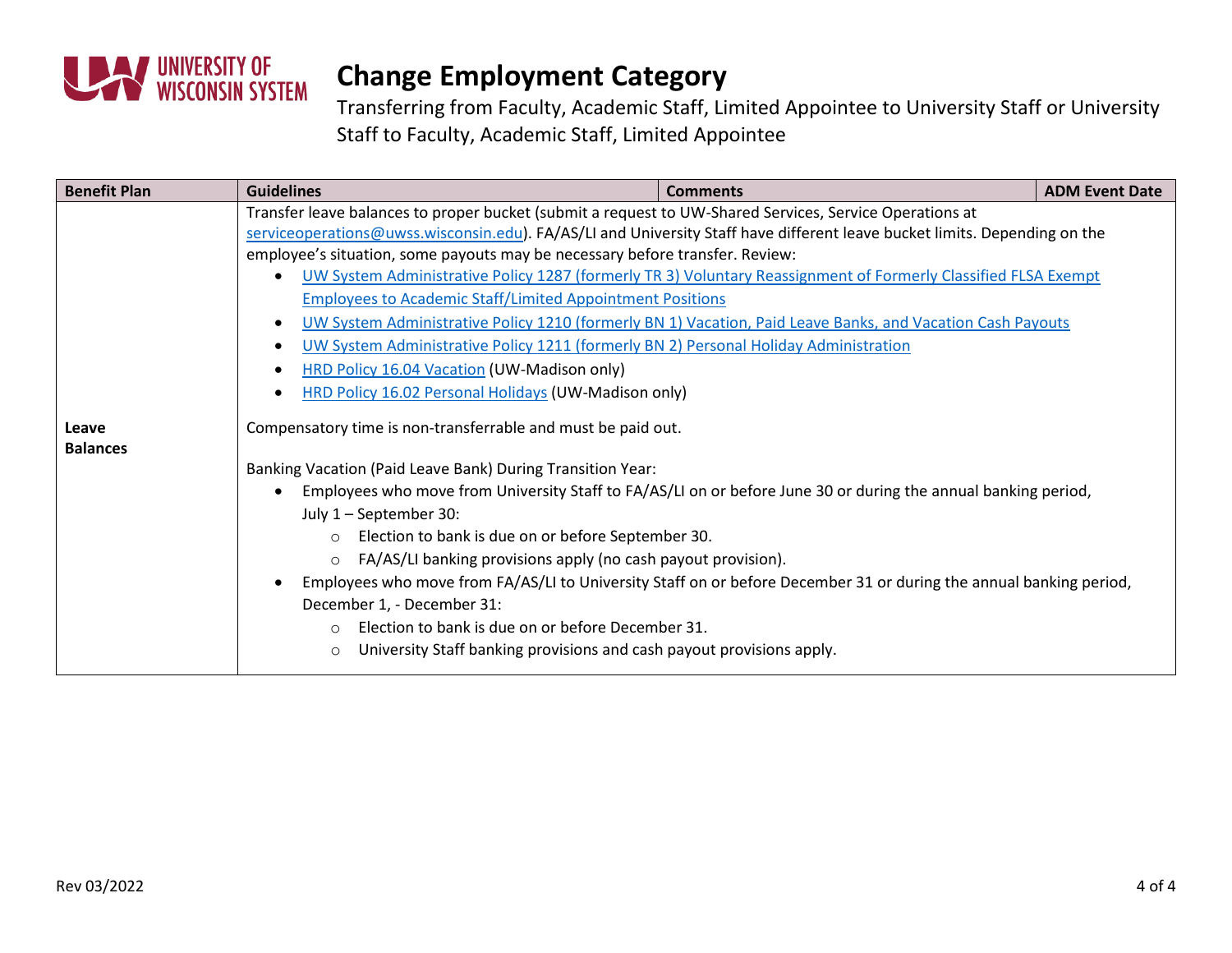# Change Employment Category

Transferring from Faculty, Academic Staff, Limited Appointee to University Staff or University Staff to Faculty, Academic Staff, Limited Appointee

| Benefit Plan | Guidelines | Comments | ADM Event Date |
|---|---|---|---|
| **Leave Balances** | Transfer leave balances to proper bucket (submit a request to UW-Shared Services, Service Operations at serviceoperations@uwss.wisconsin.edu). FA/AS/LI and University Staff have different leave bucket limits. Depending on the employee's situation, some payouts may be necessary before transfer. Review:<br>• UW System Administrative Policy 1287 (formerly TR 3) Voluntary Reassignment of Formerly Classified FLSA Exempt Employees to Academic Staff/Limited Appointment Positions<br>• UW System Administrative Policy 1210 (formerly BN 1) Vacation, Paid Leave Banks, and Vacation Cash Payouts<br>• UW System Administrative Policy 1211 (formerly BN 2) Personal Holiday Administration<br>• HRD Policy 16.04 Vacation (UW-Madison only)<br>• HRD Policy 16.02 Personal Holidays (UW-Madison only)<br><br>Compensatory time is non-transferrable and must be paid out.<br><br>Banking Vacation (Paid Leave Bank) During Transition Year:<br>• Employees who move from University Staff to FA/AS/LI on or before June 30 or during the annual banking period, July 1 – September 30:<br>&nbsp;&nbsp;○ Election to bank is due on or before September 30.<br>&nbsp;&nbsp;○ FA/AS/LI banking provisions apply (no cash payout provision).<br>• Employees who move from FA/AS/LI to University Staff on or before December 31 or during the annual banking period, December 1, - December 31:<br>&nbsp;&nbsp;○ Election to bank is due on or before December 31.<br>&nbsp;&nbsp;○ University Staff banking provisions and cash payout provisions apply. | | |

Rev 03/2022